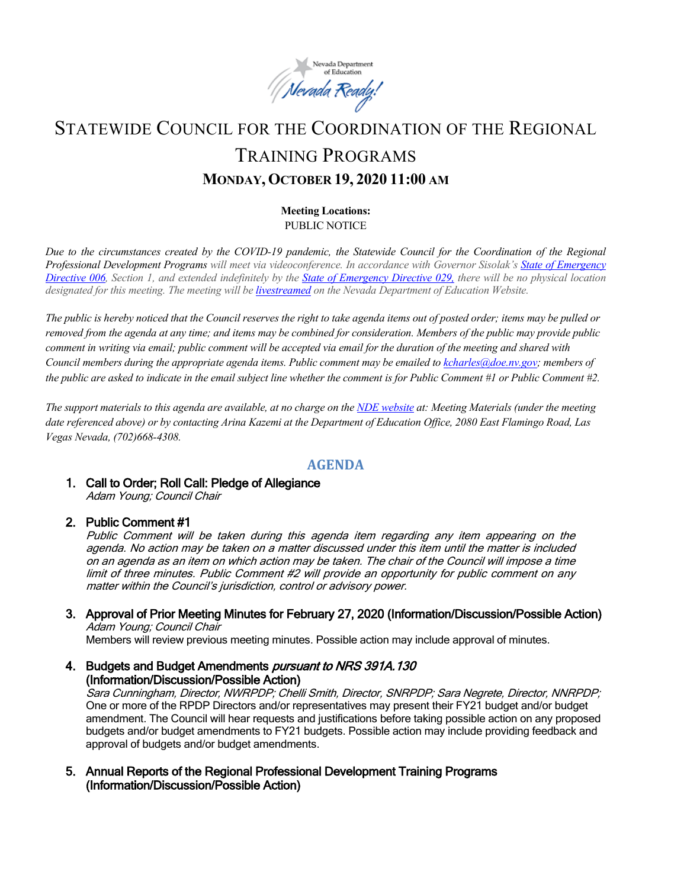# Statewide Council for the Coordination of the Regional Training Programs

## Monday, October 19, 2020 11:00 AM

**Meeting Locations:**
PUBLIC NOTICE

*Due to the circumstances created by the COVID-19 pandemic, the Statewide Council for the Coordination of the Regional Professional Development Programs will meet via videoconference. In accordance with Governor Sisolak's [State of Emergency Directive 006](), Section 1, and extended indefinitely by the [State of Emergency Directive 029,]() there will be no physical location designated for this meeting. The meeting will be [livestreamed]() on the Nevada Department of Education Website.*

*The public is hereby noticed that the Council reserves the right to take agenda items out of posted order; items may be pulled or removed from the agenda at any time; and items may be combined for consideration. Members of the public may provide public comment in writing via email; public comment will be accepted via email for the duration of the meeting and shared with Council members during the appropriate agenda items. Public comment may be emailed to [kcharles@doe.nv.gov](mailto:kcharles@doe.nv.gov); members of the public are asked to indicate in the email subject line whether the comment is for Public Comment #1 or Public Comment #2.*

*The support materials to this agenda are available, at no charge on the [NDE website]() at: Meeting Materials (under the meeting date referenced above) or by contacting Arina Kazemi at the Department of Education Office, 2080 East Flamingo Road, Las Vegas Nevada, (702)668-4308.*

## AGENDA

1. **Call to Order; Roll Call: Pledge of Allegiance**
   *Adam Young; Council Chair*

2. **Public Comment #1**
   *Public Comment will be taken during this agenda item regarding any item appearing on the agenda. No action may be taken on a matter discussed under this item until the matter is included on an agenda as an item on which action may be taken. The chair of the Council will impose a time limit of three minutes. Public Comment #2 will provide an opportunity for public comment on any matter within the Council's jurisdiction, control or advisory power.*

3. **Approval of Prior Meeting Minutes for February 27, 2020 (Information/Discussion/Possible Action)**
   *Adam Young; Council Chair*
   Members will review previous meeting minutes. Possible action may include approval of minutes.

4. **Budgets and Budget Amendments *pursuant to NRS 391A.130* (Information/Discussion/Possible Action)**
   *Sara Cunningham, Director, NWRPDP; Chelli Smith, Director, SNRPDP; Sara Negrete, Director, NNRPDP;*
   One or more of the RPDP Directors and/or representatives may present their FY21 budget and/or budget amendment. The Council will hear requests and justifications before taking possible action on any proposed budgets and/or budget amendments to FY21 budgets. Possible action may include providing feedback and approval of budgets and/or budget amendments.

5. **Annual Reports of the Regional Professional Development Training Programs (Information/Discussion/Possible Action)**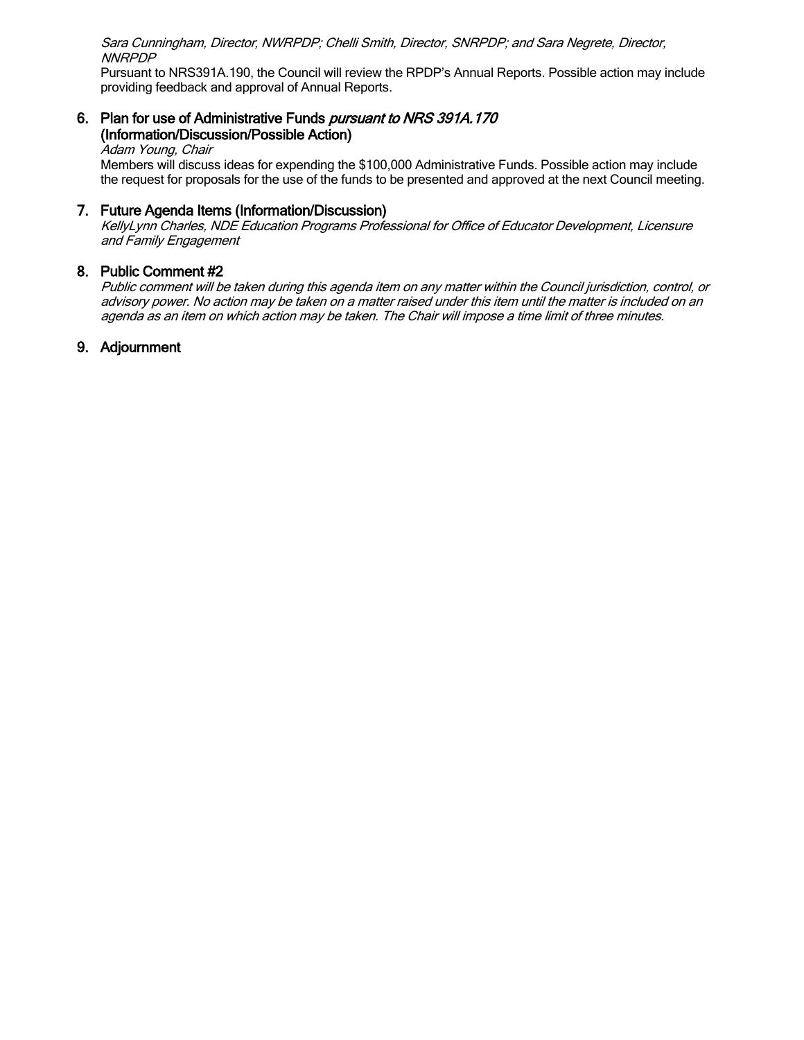*Sara Cunningham, Director, NWRPDP; Chelli Smith, Director, SNRPDP; and Sara Negrete, Director, NNRPDP*

Pursuant to NRS391A.190, the Council will review the RPDP's Annual Reports. Possible action may include providing feedback and approval of Annual Reports.

6. **Plan for use of Administrative Funds *pursuant to NRS 391A.170* (Information/Discussion/Possible Action)**

   *Adam Young, Chair*

   Members will discuss ideas for expending the $100,000 Administrative Funds. Possible action may include the request for proposals for the use of the funds to be presented and approved at the next Council meeting.

7. **Future Agenda Items (Information/Discussion)**

   *KellyLynn Charles, NDE Education Programs Professional for Office of Educator Development, Licensure and Family Engagement*

8. **Public Comment #2**

   *Public comment will be taken during this agenda item on any matter within the Council jurisdiction, control, or advisory power. No action may be taken on a matter raised under this item until the matter is included on an agenda as an item on which action may be taken. The Chair will impose a time limit of three minutes.*

9. **Adjournment**